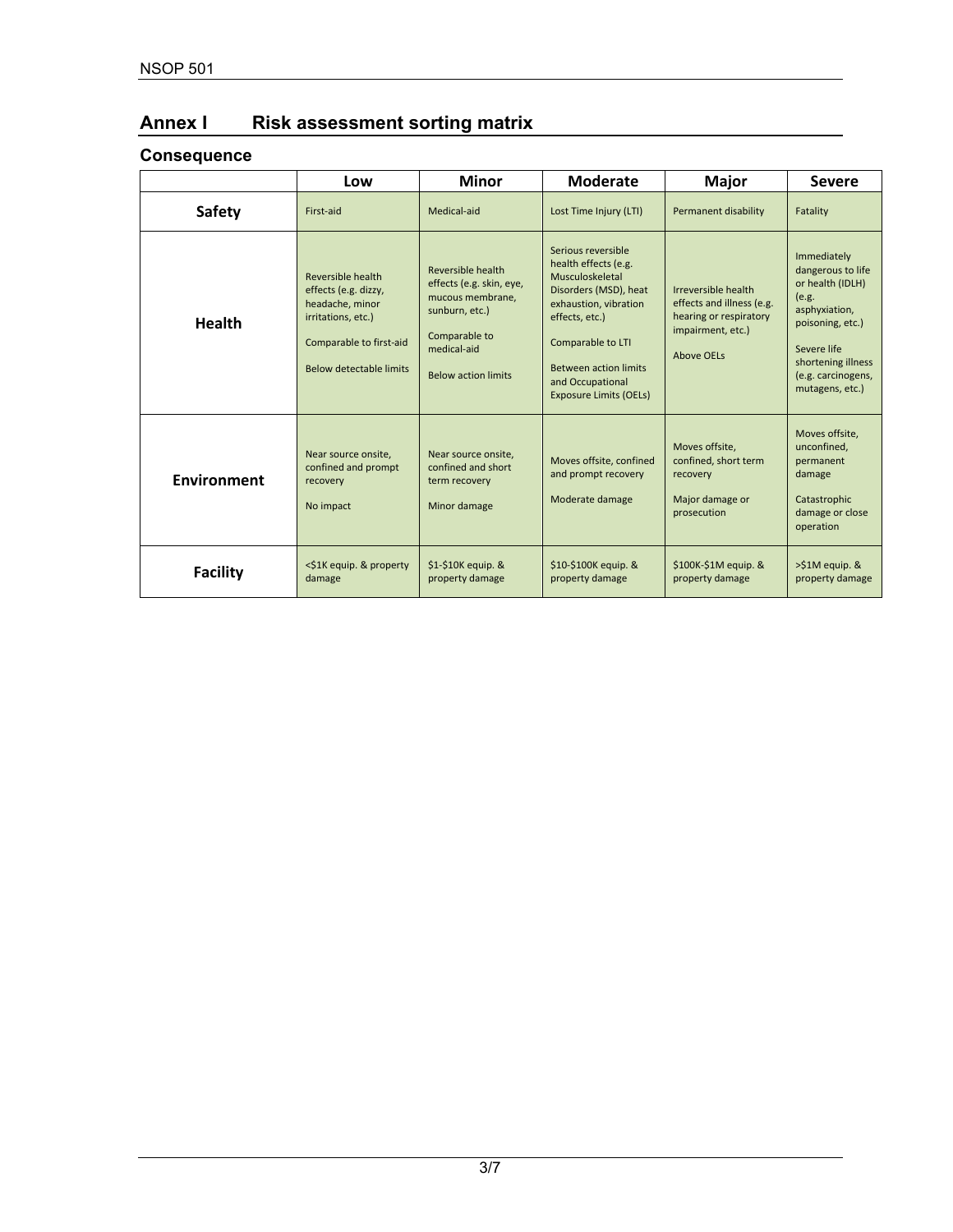# Annex I Risk assessment sorting matrix

## Consequence

| | Low | Minor | Moderate | Major | Severe |
|---|---|---|---|---|---|
| **Safety** | First-aid | Medical-aid | Lost Time Injury (LTI) | Permanent disability | Fatality |
| **Health** | Reversible health effects (e.g. dizzy, headache, minor irritations, etc.)<br><br>Comparable to first-aid<br><br>Below detectable limits | Reversible health effects (e.g. skin, eye, mucous membrane, sunburn, etc.)<br><br>Comparable to medical-aid<br><br>Below action limits | Serious reversible health effects (e.g. Musculoskeletal Disorders (MSD), heat exhaustion, vibration effects, etc.)<br><br>Comparable to LTI<br><br>Between action limits and Occupational Exposure Limits (OELs) | Irreversible health effects and illness (e.g. hearing or respiratory impairment, etc.)<br><br>Above OELs | Immediately dangerous to life or health (IDLH) (e.g. asphyxiation, poisoning, etc.)<br><br>Severe life shortening illness (e.g. carcinogens, mutagens, etc.) |
| **Environment** | Near source onsite, confined and prompt recovery<br><br>No impact | Near source onsite, confined and short term recovery<br><br>Minor damage | Moves offsite, confined and prompt recovery<br><br>Moderate damage | Moves offsite, confined, short term recovery<br><br>Major damage or prosecution | Moves offsite, unconfined, permanent damage<br><br>Catastrophic damage or close operation |
| **Facility** | <$1K equip. & property damage | $1-$10K equip. & property damage | $10-$100K equip. & property damage | $100K-$1M equip. & property damage | >$1M equip. & property damage |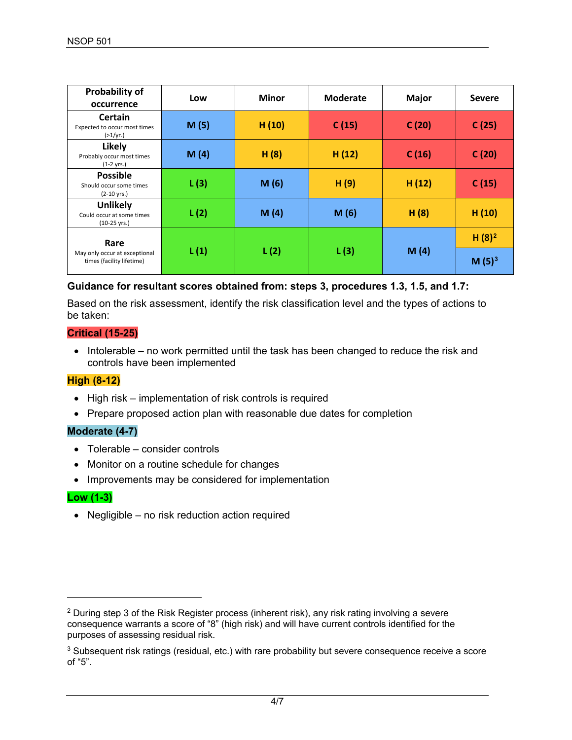| Probability of occurrence | Low | Minor | Moderate | Major | Severe |
|---|---|---|---|---|---|
| **Certain** Expected to occur most times (>1/yr.) | M (5) | H (10) | C (15) | C (20) | C (25) |
| **Likely** Probably occur most times (1-2 yrs.) | M (4) | H (8) | H (12) | C (16) | C (20) |
| **Possible** Should occur some times (2-10 yrs.) | L (3) | M (6) | H (9) | H (12) | C (15) |
| **Unlikely** Could occur at some times (10-25 yrs.) | L (2) | M (4) | M (6) | H (8) | H (10) |
| **Rare** May only occur at exceptional times (facility lifetime) | L (1) | L (2) | L (3) | M (4) | H (8)[2] / M (5)[3] |

**Guidance for resultant scores obtained from: steps 3, procedures 1.3, 1.5, and 1.7:**

Based on the risk assessment, identify the risk classification level and the types of actions to be taken:

**Critical (15-25)**

- Intolerable – no work permitted until the task has been changed to reduce the risk and controls have been implemented

**High (8-12)**

- High risk – implementation of risk controls is required
- Prepare proposed action plan with reasonable due dates for completion

**Moderate (4-7)**

- Tolerable – consider controls
- Monitor on a routine schedule for changes
- Improvements may be considered for implementation

**Low (1-3)**

- Negligible – no risk reduction action required

---

[2] During step 3 of the Risk Register process (inherent risk), any risk rating involving a severe consequence warrants a score of "8" (high risk) and will have current controls identified for the purposes of assessing residual risk.

[3] Subsequent risk ratings (residual, etc.) with rare probability but severe consequence receive a score of "5".